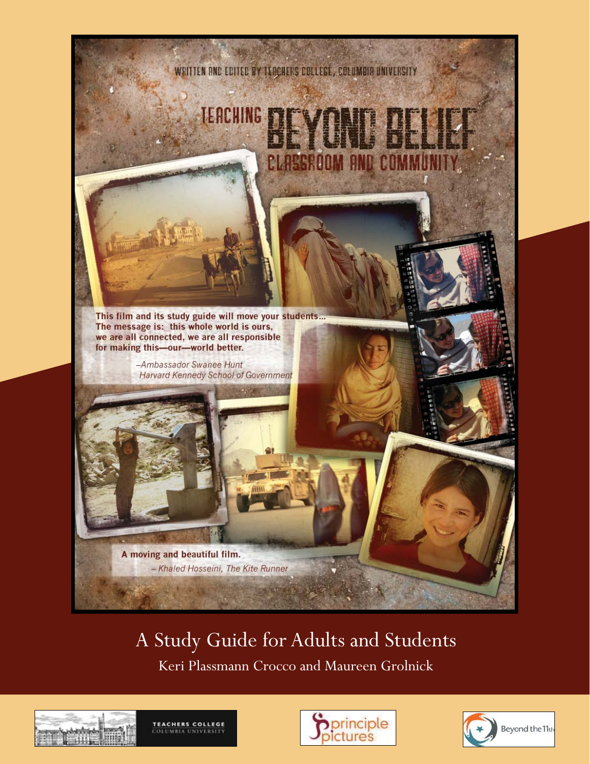WRITTEN AND EDITED BY TEACHERS COLLEGE, COLUMBIA UNIVERSITY

# TEACHING BEYOND BELIEF

## CLASSROOM AND COMMUNITY

**This film and its study guide will move your students... The message is: this whole world is ours, we are all connected, we are all responsible for making this—our—world better.**

*–Ambassador Swanee Hunt*
*Harvard Kennedy School of Government*

**A moving and beautiful film.**

*– Khaled Hosseini, The Kite Runner*

## A Study Guide for Adults and Students

Keri Plassmann Crocco and Maureen Grolnick

TEACHERS COLLEGE COLUMBIA UNIVERSITY

principle pictures

Beyond the 11th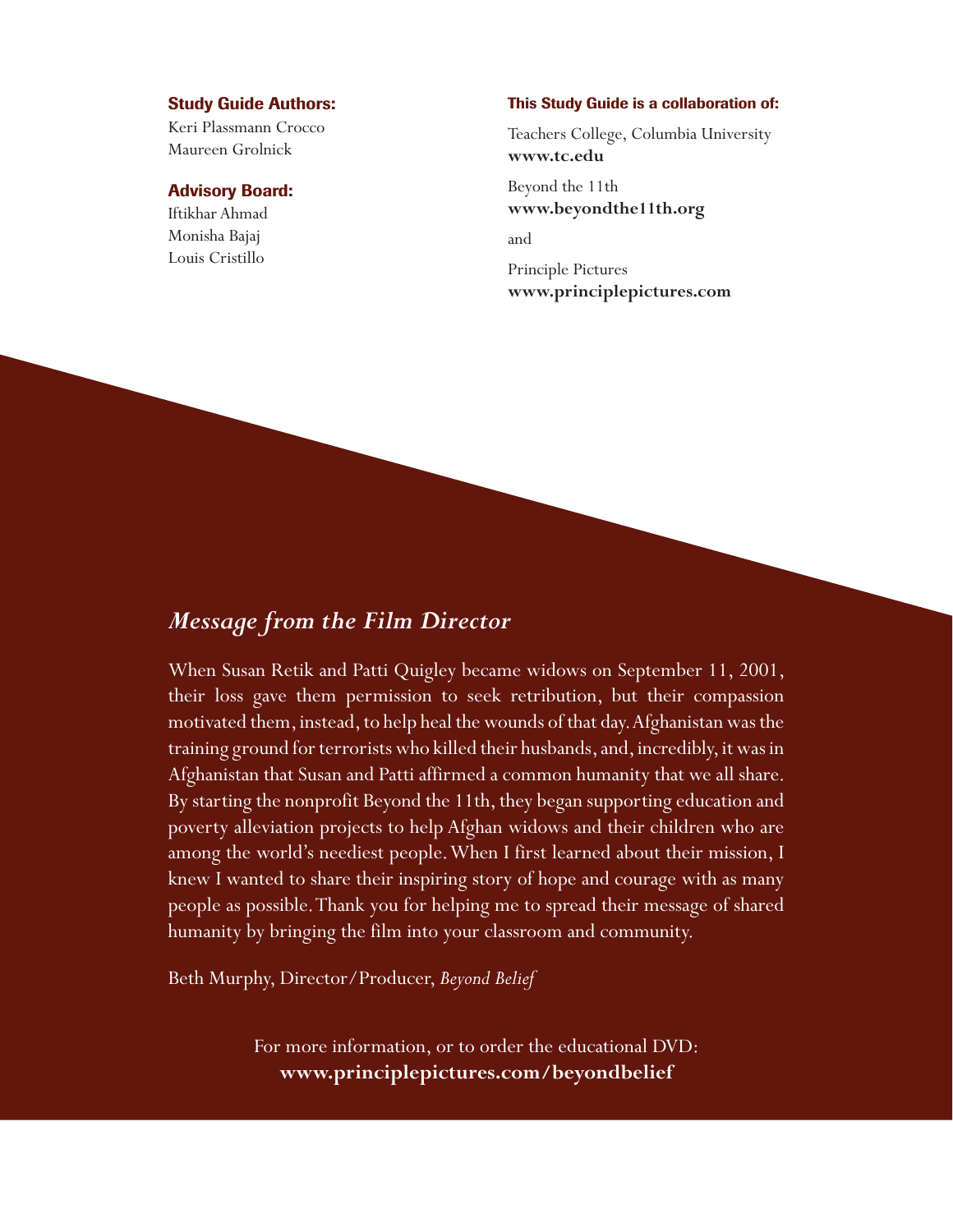**Study Guide Authors:**
Keri Plassmann Crocco
Maureen Grolnick

**Advisory Board:**
Iftikhar Ahmad
Monisha Bajaj
Louis Cristillo

**This Study Guide is a collaboration of:**

Teachers College, Columbia University
**www.tc.edu**

Beyond the 11th
**www.beyondthe11th.org**

and

Principle Pictures
**www.principlepictures.com**

## *Message from the Film Director*

When Susan Retik and Patti Quigley became widows on September 11, 2001, their loss gave them permission to seek retribution, but their compassion motivated them, instead, to help heal the wounds of that day. Afghanistan was the training ground for terrorists who killed their husbands, and, incredibly, it was in Afghanistan that Susan and Patti affirmed a common humanity that we all share. By starting the nonprofit Beyond the 11th, they began supporting education and poverty alleviation projects to help Afghan widows and their children who are among the world's neediest people. When I first learned about their mission, I knew I wanted to share their inspiring story of hope and courage with as many people as possible. Thank you for helping me to spread their message of shared humanity by bringing the film into your classroom and community.

Beth Murphy, Director/Producer, *Beyond Belief*

For more information, or to order the educational DVD:
**www.principlepictures.com/beyondbelief**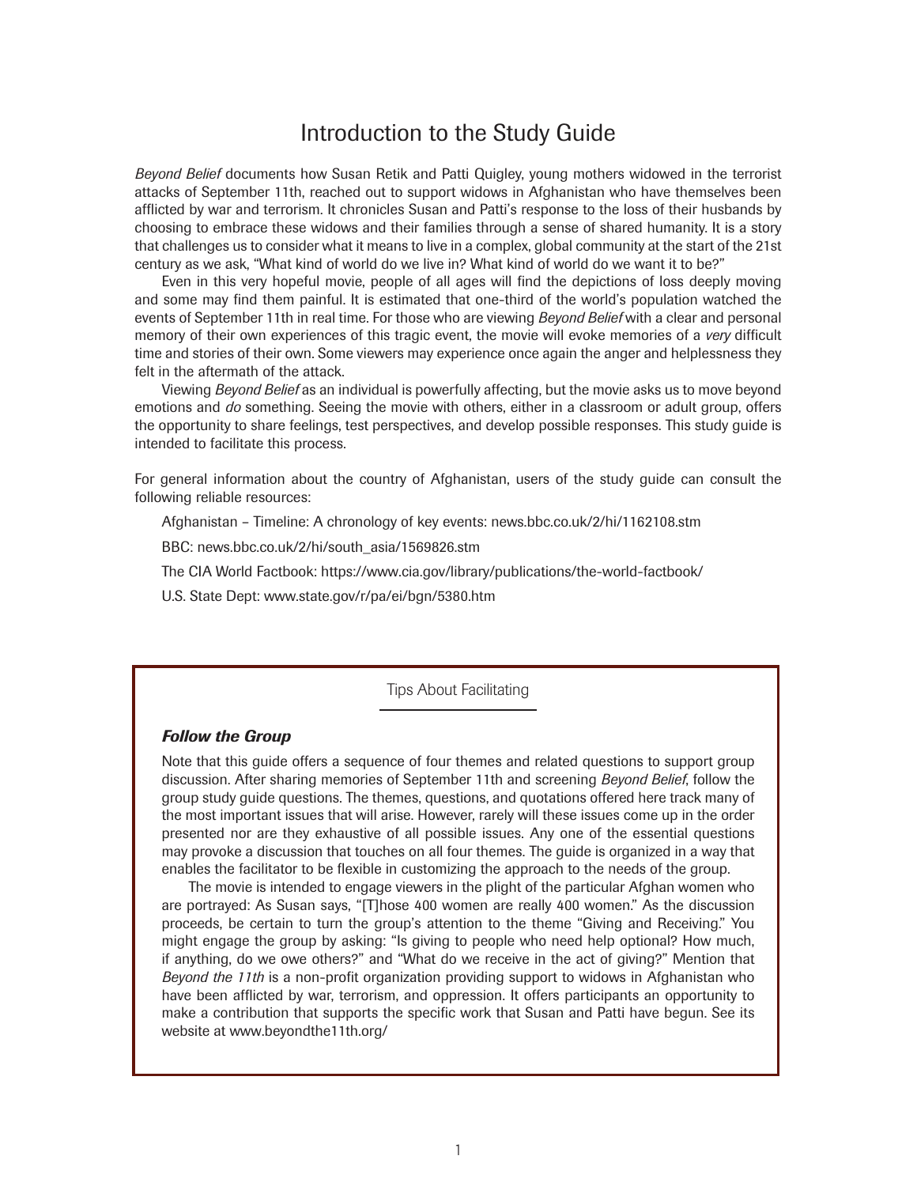# Introduction to the Study Guide

*Beyond Belief* documents how Susan Retik and Patti Quigley, young mothers widowed in the terrorist attacks of September 11th, reached out to support widows in Afghanistan who have themselves been afflicted by war and terrorism. It chronicles Susan and Patti's response to the loss of their husbands by choosing to embrace these widows and their families through a sense of shared humanity. It is a story that challenges us to consider what it means to live in a complex, global community at the start of the 21st century as we ask, "What kind of world do we live in? What kind of world do we want it to be?"

Even in this very hopeful movie, people of all ages will find the depictions of loss deeply moving and some may find them painful. It is estimated that one-third of the world's population watched the events of September 11th in real time. For those who are viewing *Beyond Belief* with a clear and personal memory of their own experiences of this tragic event, the movie will evoke memories of a *very* difficult time and stories of their own. Some viewers may experience once again the anger and helplessness they felt in the aftermath of the attack.

Viewing *Beyond Belief* as an individual is powerfully affecting, but the movie asks us to move beyond emotions and *do* something. Seeing the movie with others, either in a classroom or adult group, offers the opportunity to share feelings, test perspectives, and develop possible responses. This study guide is intended to facilitate this process.

For general information about the country of Afghanistan, users of the study guide can consult the following reliable resources:

Afghanistan – Timeline: A chronology of key events: news.bbc.co.uk/2/hi/1162108.stm

BBC: news.bbc.co.uk/2/hi/south_asia/1569826.stm

The CIA World Factbook: https://www.cia.gov/library/publications/the-world-factbook/

U.S. State Dept: www.state.gov/r/pa/ei/bgn/5380.htm

## Tips About Facilitating

***Follow the Group***

Note that this guide offers a sequence of four themes and related questions to support group discussion. After sharing memories of September 11th and screening *Beyond Belief*, follow the group study guide questions. The themes, questions, and quotations offered here track many of the most important issues that will arise. However, rarely will these issues come up in the order presented nor are they exhaustive of all possible issues. Any one of the essential questions may provoke a discussion that touches on all four themes. The guide is organized in a way that enables the facilitator to be flexible in customizing the approach to the needs of the group.

The movie is intended to engage viewers in the plight of the particular Afghan women who are portrayed: As Susan says, "[T]hose 400 women are really 400 women." As the discussion proceeds, be certain to turn the group's attention to the theme "Giving and Receiving." You might engage the group by asking: "Is giving to people who need help optional? How much, if anything, do we owe others?" and "What do we receive in the act of giving?" Mention that *Beyond the 11th* is a non-profit organization providing support to widows in Afghanistan who have been afflicted by war, terrorism, and oppression. It offers participants an opportunity to make a contribution that supports the specific work that Susan and Patti have begun. See its website at www.beyondthe11th.org/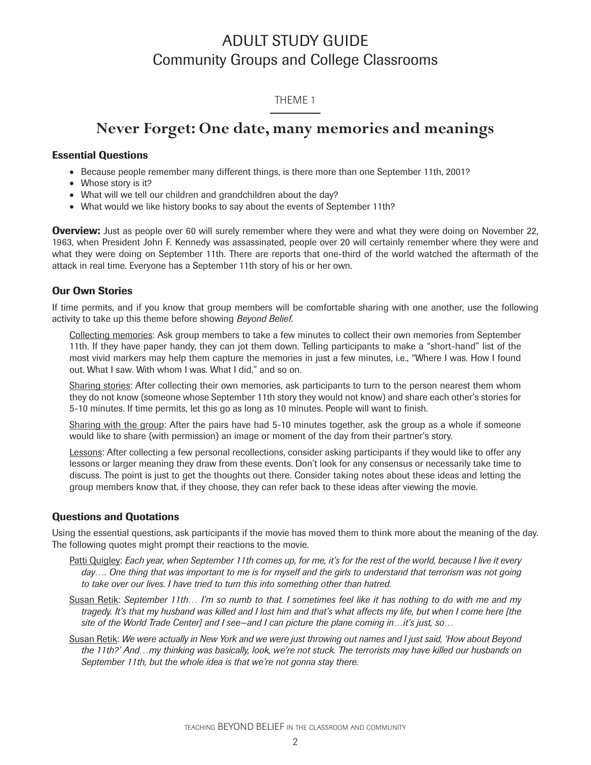# ADULT STUDY GUIDE
## Community Groups and College Classrooms

THEME 1

## Never Forget: One date, many memories and meanings

### Essential Questions

- Because people remember many different things, is there more than one September 11th, 2001?
- Whose story is it?
- What will we tell our children and grandchildren about the day?
- What would we like history books to say about the events of September 11th?

**Overview:** Just as people over 60 will surely remember where they were and what they were doing on November 22, 1963, when President John F. Kennedy was assassinated, people over 20 will certainly remember where they were and what they were doing on September 11th. There are reports that one-third of the world watched the aftermath of the attack in real time. Everyone has a September 11th story of his or her own.

### Our Own Stories

If time permits, and if you know that group members will be comfortable sharing with one another, use the following activity to take up this theme before showing *Beyond Belief*.

Collecting memories: Ask group members to take a few minutes to collect their own memories from September 11th. If they have paper handy, they can jot them down. Telling participants to make a "short-hand" list of the most vivid markers may help them capture the memories in just a few minutes, i.e., "Where I was. How I found out. What I saw. With whom I was. What I did," and so on.

Sharing stories: After collecting their own memories, ask participants to turn to the person nearest them whom they do not know (someone whose September 11th story they would not know) and share each other's stories for 5-10 minutes. If time permits, let this go as long as 10 minutes. People will want to finish.

Sharing with the group: After the pairs have had 5-10 minutes together, ask the group as a whole if someone would like to share (with permission) an image or moment of the day from their partner's story.

Lessons: After collecting a few personal recollections, consider asking participants if they would like to offer any lessons or larger meaning they draw from these events. Don't look for any consensus or necessarily take time to discuss. The point is just to get the thoughts out there. Consider taking notes about these ideas and letting the group members know that, if they choose, they can refer back to these ideas after viewing the movie.

### Questions and Quotations

Using the essential questions, ask participants if the movie has moved them to think more about the meaning of the day. The following quotes might prompt their reactions to the movie.

Patti Quigley: *Each year, when September 11th comes up, for me, it's for the rest of the world, because I live it every day…. One thing that was important to me is for myself and the girls to understand that terrorism was not going to take over our lives. I have tried to turn this into something other than hatred.*

Susan Retik: *September 11th… I'm so numb to that. I sometimes feel like it has nothing to do with me and my tragedy. It's that my husband was killed and I lost him and that's what affects my life, but when I come here [the site of the World Trade Center] and I see—and I can picture the plane coming in…it's just, so…*

Susan Retik: *We were actually in New York and we were just throwing out names and I just said, 'How about Beyond the 11th?' And…my thinking was basically, look, we're not stuck. The terrorists may have killed our husbands on September 11th, but the whole idea is that we're not gonna stay there.*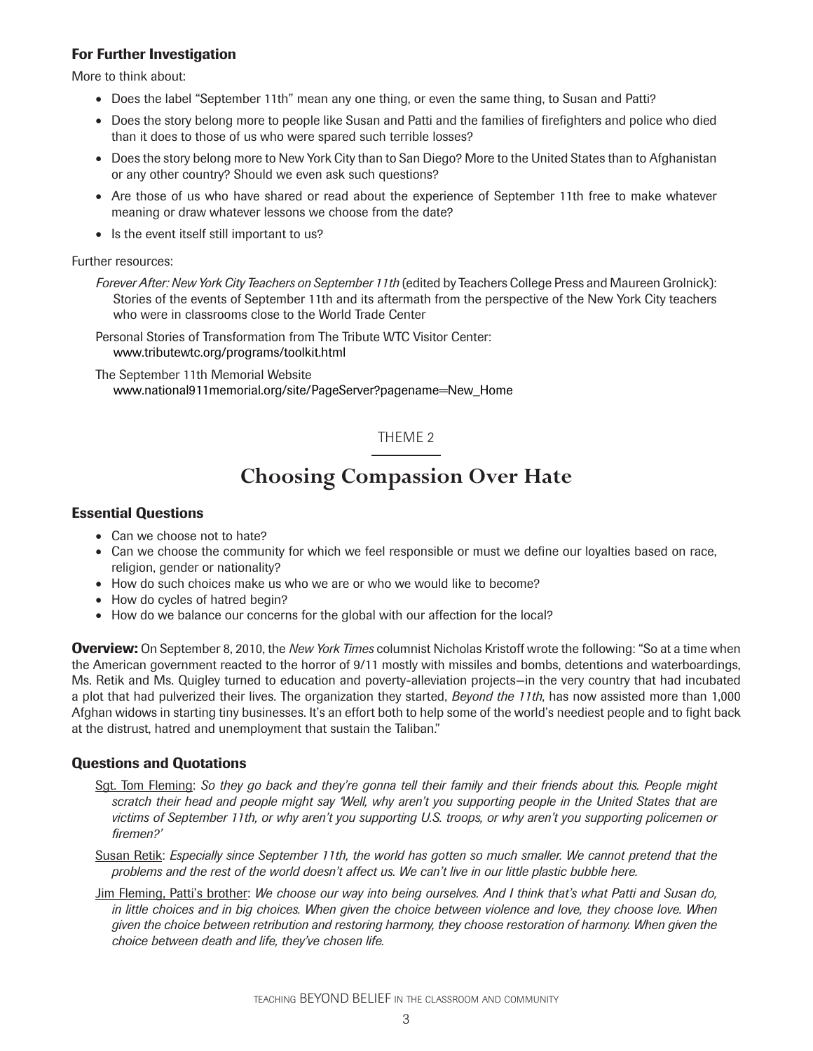### For Further Investigation

More to think about:

- Does the label "September 11th" mean any one thing, or even the same thing, to Susan and Patti?
- Does the story belong more to people like Susan and Patti and the families of firefighters and police who died than it does to those of us who were spared such terrible losses?
- Does the story belong more to New York City than to San Diego? More to the United States than to Afghanistan or any other country? Should we even ask such questions?
- Are those of us who have shared or read about the experience of September 11th free to make whatever meaning or draw whatever lessons we choose from the date?
- Is the event itself still important to us?

Further resources:

*Forever After: New York City Teachers on September 11th* (edited by Teachers College Press and Maureen Grolnick): Stories of the events of September 11th and its aftermath from the perspective of the New York City teachers who were in classrooms close to the World Trade Center

Personal Stories of Transformation from The Tribute WTC Visitor Center: www.tributewtc.org/programs/toolkit.html

The September 11th Memorial Website www.national911memorial.org/site/PageServer?pagename=New_Home

THEME 2

## Choosing Compassion Over Hate

### Essential Questions

- Can we choose not to hate?
- Can we choose the community for which we feel responsible or must we define our loyalties based on race, religion, gender or nationality?
- How do such choices make us who we are or who we would like to become?
- How do cycles of hatred begin?
- How do we balance our concerns for the global with our affection for the local?

**Overview:** On September 8, 2010, the *New York Times* columnist Nicholas Kristoff wrote the following: "So at a time when the American government reacted to the horror of 9/11 mostly with missiles and bombs, detentions and waterboardings, Ms. Retik and Ms. Quigley turned to education and poverty-alleviation projects—in the very country that had incubated a plot that had pulverized their lives. The organization they started, *Beyond the 11th*, has now assisted more than 1,000 Afghan widows in starting tiny businesses. It's an effort both to help some of the world's neediest people and to fight back at the distrust, hatred and unemployment that sustain the Taliban."

### Questions and Quotations

Sgt. Tom Fleming: *So they go back and they're gonna tell their family and their friends about this. People might scratch their head and people might say 'Well, why aren't you supporting people in the United States that are victims of September 11th, or why aren't you supporting U.S. troops, or why aren't you supporting policemen or firemen?'*

Susan Retik: *Especially since September 11th, the world has gotten so much smaller. We cannot pretend that the problems and the rest of the world doesn't affect us. We can't live in our little plastic bubble here.*

Jim Fleming, Patti's brother: *We choose our way into being ourselves. And I think that's what Patti and Susan do, in little choices and in big choices. When given the choice between violence and love, they choose love. When given the choice between retribution and restoring harmony, they choose restoration of harmony. When given the choice between death and life, they've chosen life.*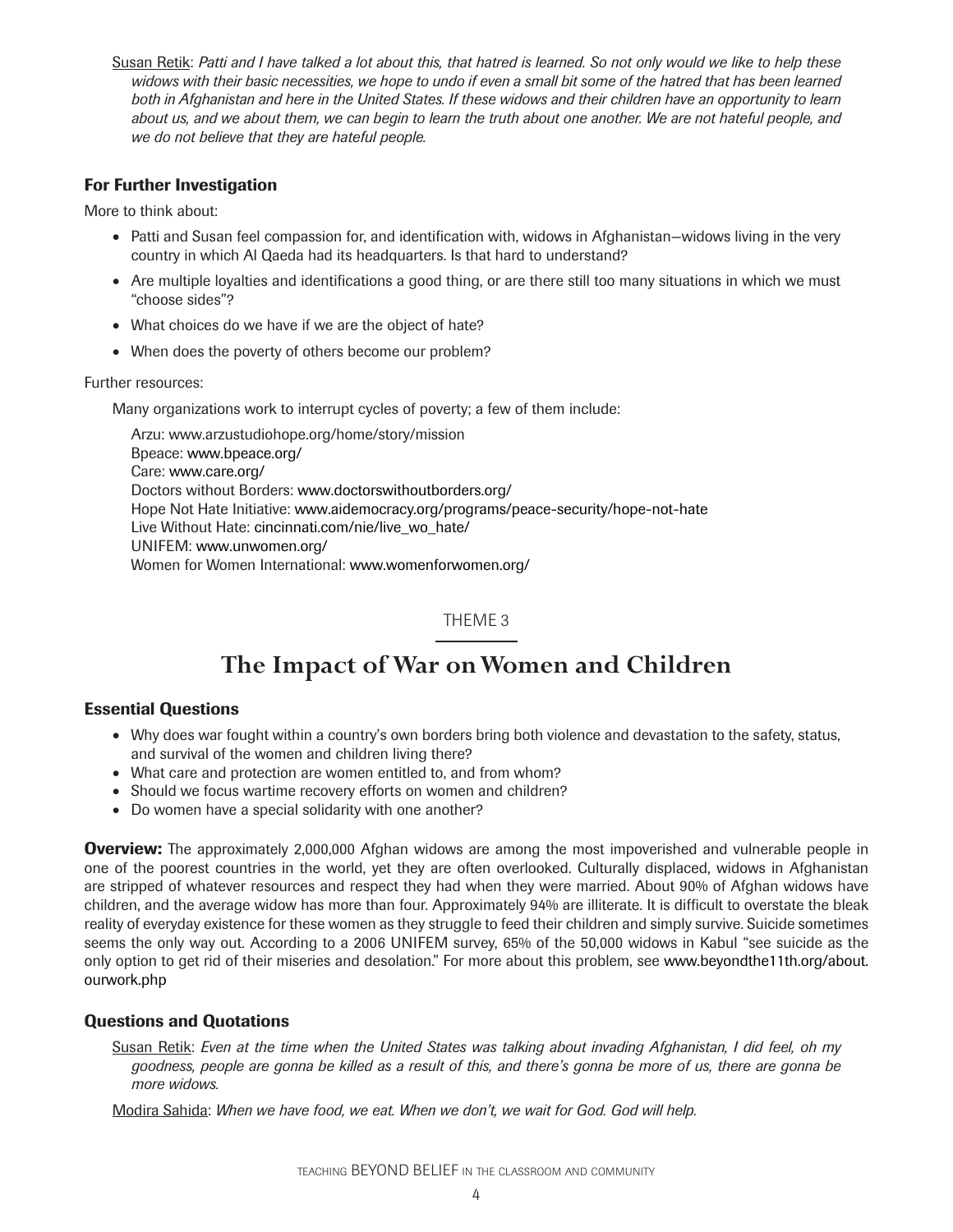Susan Retik: *Patti and I have talked a lot about this, that hatred is learned. So not only would we like to help these widows with their basic necessities, we hope to undo if even a small bit some of the hatred that has been learned both in Afghanistan and here in the United States. If these widows and their children have an opportunity to learn about us, and we about them, we can begin to learn the truth about one another. We are not hateful people, and we do not believe that they are hateful people.*

### For Further Investigation

More to think about:

- Patti and Susan feel compassion for, and identification with, widows in Afghanistan—widows living in the very country in which Al Qaeda had its headquarters. Is that hard to understand?
- Are multiple loyalties and identifications a good thing, or are there still too many situations in which we must "choose sides"?
- What choices do we have if we are the object of hate?
- When does the poverty of others become our problem?

Further resources:

Many organizations work to interrupt cycles of poverty; a few of them include:

Arzu: www.arzustudiohope.org/home/story/mission
Bpeace: www.bpeace.org/
Care: www.care.org/
Doctors without Borders: www.doctorswithoutborders.org/
Hope Not Hate Initiative: www.aidemocracy.org/programs/peace-security/hope-not-hate
Live Without Hate: cincinnati.com/nie/live_wo_hate/
UNIFEM: www.unwomen.org/
Women for Women International: www.womenforwomen.org/

THEME 3

## The Impact of War on Women and Children

### Essential Questions

- Why does war fought within a country's own borders bring both violence and devastation to the safety, status, and survival of the women and children living there?
- What care and protection are women entitled to, and from whom?
- Should we focus wartime recovery efforts on women and children?
- Do women have a special solidarity with one another?

**Overview:** The approximately 2,000,000 Afghan widows are among the most impoverished and vulnerable people in one of the poorest countries in the world, yet they are often overlooked. Culturally displaced, widows in Afghanistan are stripped of whatever resources and respect they had when they were married. About 90% of Afghan widows have children, and the average widow has more than four. Approximately 94% are illiterate. It is difficult to overstate the bleak reality of everyday existence for these women as they struggle to feed their children and simply survive. Suicide sometimes seems the only way out. According to a 2006 UNIFEM survey, 65% of the 50,000 widows in Kabul "see suicide as the only option to get rid of their miseries and desolation." For more about this problem, see www.beyondthe11th.org/about.ourwork.php

### Questions and Quotations

Susan Retik: *Even at the time when the United States was talking about invading Afghanistan, I did feel, oh my goodness, people are gonna be killed as a result of this, and there's gonna be more of us, there are gonna be more widows.*

Modira Sahida: *When we have food, we eat. When we don't, we wait for God. God will help.*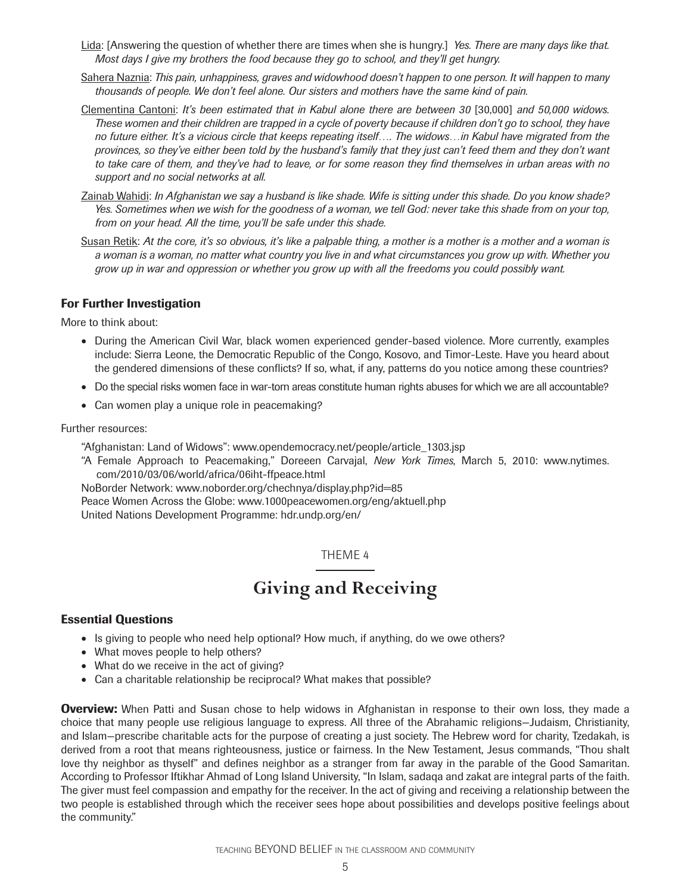Lida: [Answering the question of whether there are times when she is hungry.] *Yes. There are many days like that. Most days I give my brothers the food because they go to school, and they'll get hungry.*

Sahera Naznia: *This pain, unhappiness, graves and widowhood doesn't happen to one person. It will happen to many thousands of people. We don't feel alone. Our sisters and mothers have the same kind of pain.*

Clementina Cantoni: *It's been estimated that in Kabul alone there are between 30* [30,000] *and 50,000 widows. These women and their children are trapped in a cycle of poverty because if children don't go to school, they have no future either. It's a vicious circle that keeps repeating itself…. The widows…in Kabul have migrated from the provinces, so they've either been told by the husband's family that they just can't feed them and they don't want to take care of them, and they've had to leave, or for some reason they find themselves in urban areas with no support and no social networks at all.*

Zainab Wahidi: *In Afghanistan we say a husband is like shade. Wife is sitting under this shade. Do you know shade? Yes. Sometimes when we wish for the goodness of a woman, we tell God: never take this shade from on your top, from on your head. All the time, you'll be safe under this shade.*

Susan Retik: *At the core, it's so obvious, it's like a palpable thing, a mother is a mother is a mother and a woman is a woman is a woman, no matter what country you live in and what circumstances you grow up with. Whether you grow up in war and oppression or whether you grow up with all the freedoms you could possibly want.*

### For Further Investigation

More to think about:

- During the American Civil War, black women experienced gender-based violence. More currently, examples include: Sierra Leone, the Democratic Republic of the Congo, Kosovo, and Timor-Leste. Have you heard about the gendered dimensions of these conflicts? If so, what, if any, patterns do you notice among these countries?
- Do the special risks women face in war-torn areas constitute human rights abuses for which we are all accountable?
- Can women play a unique role in peacemaking?

Further resources:

"Afghanistan: Land of Widows": www.opendemocracy.net/people/article_1303.jsp

"A Female Approach to Peacemaking," Doreeen Carvajal, *New York Times*, March 5, 2010: www.nytimes.com/2010/03/06/world/africa/06iht-ffpeace.html

NoBorder Network: www.noborder.org/chechnya/display.php?id=85

Peace Women Across the Globe: www.1000peacewomen.org/eng/aktuell.php

United Nations Development Programme: hdr.undp.org/en/

THEME 4

## Giving and Receiving

### Essential Questions

- Is giving to people who need help optional? How much, if anything, do we owe others?
- What moves people to help others?
- What do we receive in the act of giving?
- Can a charitable relationship be reciprocal? What makes that possible?

**Overview:** When Patti and Susan chose to help widows in Afghanistan in response to their own loss, they made a choice that many people use religious language to express. All three of the Abrahamic religions—Judaism, Christianity, and Islam—prescribe charitable acts for the purpose of creating a just society. The Hebrew word for charity, Tzedakah, is derived from a root that means righteousness, justice or fairness. In the New Testament, Jesus commands, "Thou shalt love thy neighbor as thyself" and defines neighbor as a stranger from far away in the parable of the Good Samaritan. According to Professor Iftikhar Ahmad of Long Island University, "In Islam, sadaqa and zakat are integral parts of the faith. The giver must feel compassion and empathy for the receiver. In the act of giving and receiving a relationship between the two people is established through which the receiver sees hope about possibilities and develops positive feelings about the community."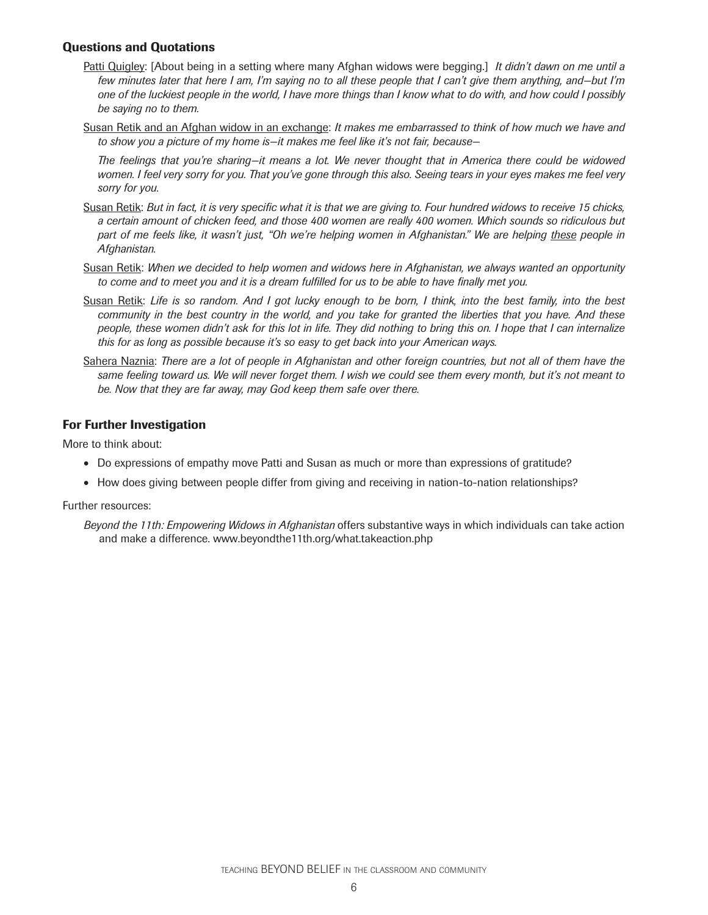### Questions and Quotations

Patti Quigley: [About being in a setting where many Afghan widows were begging.] *It didn't dawn on me until a few minutes later that here I am, I'm saying no to all these people that I can't give them anything, and—but I'm one of the luckiest people in the world, I have more things than I know what to do with, and how could I possibly be saying no to them.*

Susan Retik and an Afghan widow in an exchange: *It makes me embarrassed to think of how much we have and to show you a picture of my home is—it makes me feel like it's not fair, because—*

*The feelings that you're sharing—it means a lot. We never thought that in America there could be widowed women. I feel very sorry for you. That you've gone through this also. Seeing tears in your eyes makes me feel very sorry for you.*

Susan Retik: *But in fact, it is very specific what it is that we are giving to. Four hundred widows to receive 15 chicks, a certain amount of chicken feed, and those 400 women are really 400 women. Which sounds so ridiculous but part of me feels like, it wasn't just, "Oh we're helping women in Afghanistan." We are helping these people in Afghanistan.*

Susan Retik: *When we decided to help women and widows here in Afghanistan, we always wanted an opportunity to come and to meet you and it is a dream fulfilled for us to be able to have finally met you.*

Susan Retik: *Life is so random. And I got lucky enough to be born, I think, into the best family, into the best community in the best country in the world, and you take for granted the liberties that you have. And these people, these women didn't ask for this lot in life. They did nothing to bring this on. I hope that I can internalize this for as long as possible because it's so easy to get back into your American ways.*

Sahera Naznia: *There are a lot of people in Afghanistan and other foreign countries, but not all of them have the same feeling toward us. We will never forget them. I wish we could see them every month, but it's not meant to be. Now that they are far away, may God keep them safe over there.*

### For Further Investigation

More to think about:

- Do expressions of empathy move Patti and Susan as much or more than expressions of gratitude?
- How does giving between people differ from giving and receiving in nation-to-nation relationships?

Further resources:

*Beyond the 11th: Empowering Widows in Afghanistan* offers substantive ways in which individuals can take action and make a difference. www.beyondthe11th.org/what.takeaction.php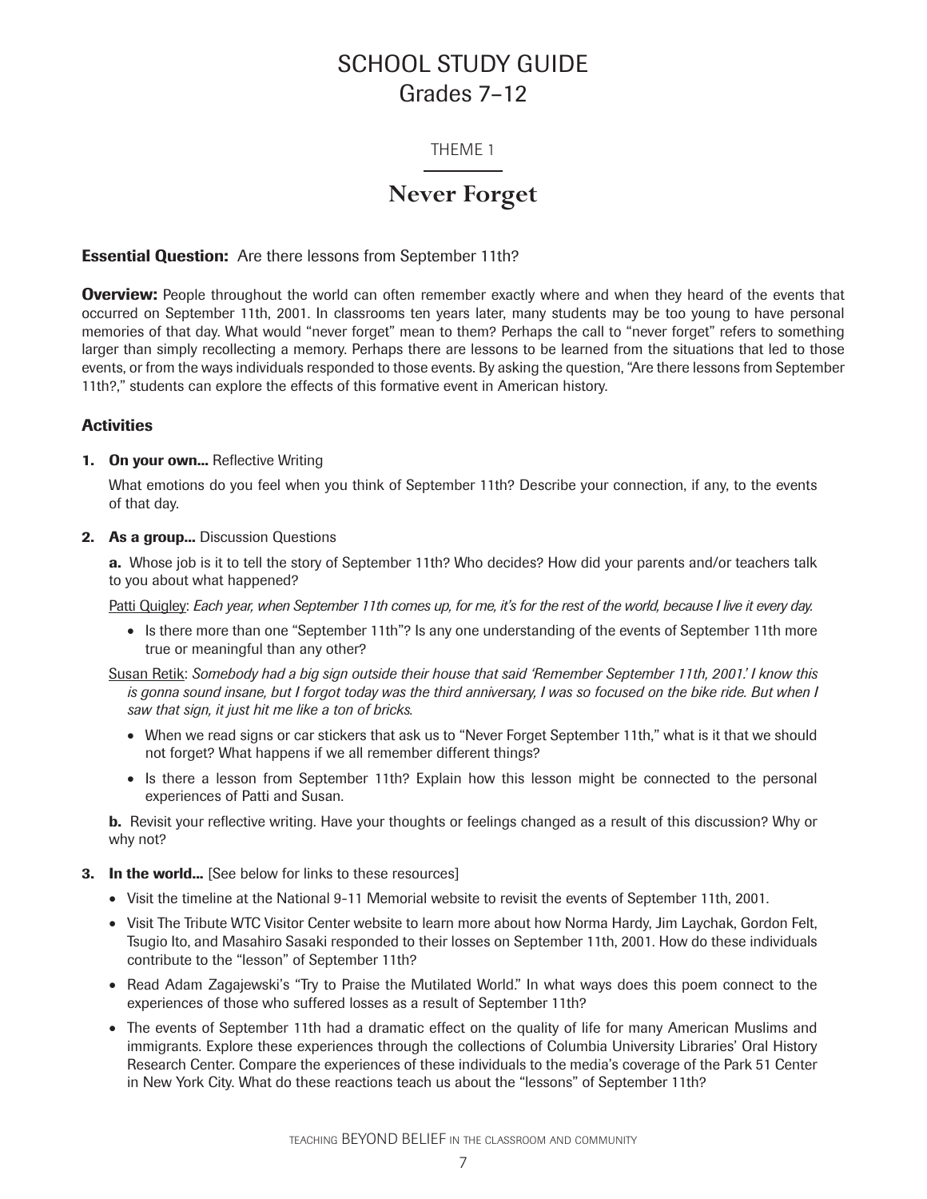# SCHOOL STUDY GUIDE
## Grades 7–12

THEME 1

## Never Forget

**Essential Question:** Are there lessons from September 11th?

**Overview:** People throughout the world can often remember exactly where and when they heard of the events that occurred on September 11th, 2001. In classrooms ten years later, many students may be too young to have personal memories of that day. What would "never forget" mean to them? Perhaps the call to "never forget" refers to something larger than simply recollecting a memory. Perhaps there are lessons to be learned from the situations that led to those events, or from the ways individuals responded to those events. By asking the question, "Are there lessons from September 11th?," students can explore the effects of this formative event in American history.

### Activities

1. **On your own...** Reflective Writing

   What emotions do you feel when you think of September 11th? Describe your connection, if any, to the events of that day.

2. **As a group...** Discussion Questions

   **a.** Whose job is it to tell the story of September 11th? Who decides? How did your parents and/or teachers talk to you about what happened?

   Patti Quigley: *Each year, when September 11th comes up, for me, it's for the rest of the world, because I live it every day.*

   - Is there more than one "September 11th"? Is any one understanding of the events of September 11th more true or meaningful than any other?

   Susan Retik: *Somebody had a big sign outside their house that said 'Remember September 11th, 2001.' I know this is gonna sound insane, but I forgot today was the third anniversary, I was so focused on the bike ride. But when I saw that sign, it just hit me like a ton of bricks.*

   - When we read signs or car stickers that ask us to "Never Forget September 11th," what is it that we should not forget? What happens if we all remember different things?
   - Is there a lesson from September 11th? Explain how this lesson might be connected to the personal experiences of Patti and Susan.

   **b.** Revisit your reflective writing. Have your thoughts or feelings changed as a result of this discussion? Why or why not?

3. **In the world...** [See below for links to these resources]

   - Visit the timeline at the National 9-11 Memorial website to revisit the events of September 11th, 2001.
   - Visit The Tribute WTC Visitor Center website to learn more about how Norma Hardy, Jim Laychak, Gordon Felt, Tsugio Ito, and Masahiro Sasaki responded to their losses on September 11th, 2001. How do these individuals contribute to the "lesson" of September 11th?
   - Read Adam Zagajewski's "Try to Praise the Mutilated World." In what ways does this poem connect to the experiences of those who suffered losses as a result of September 11th?
   - The events of September 11th had a dramatic effect on the quality of life for many American Muslims and immigrants. Explore these experiences through the collections of Columbia University Libraries' Oral History Research Center. Compare the experiences of these individuals to the media's coverage of the Park 51 Center in New York City. What do these reactions teach us about the "lessons" of September 11th?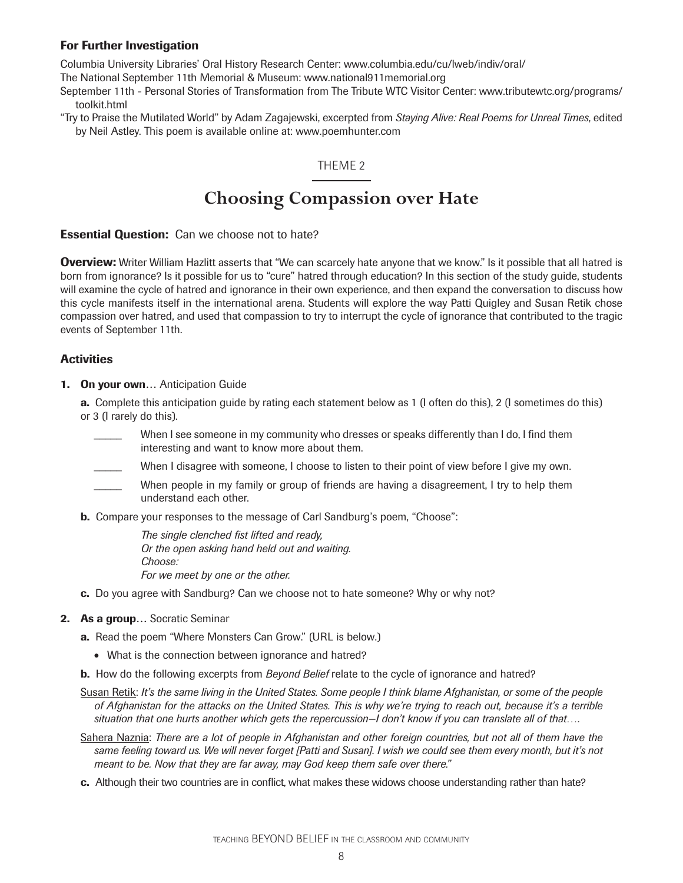### For Further Investigation

Columbia University Libraries' Oral History Research Center: www.columbia.edu/cu/lweb/indiv/oral/

The National September 11th Memorial & Museum: www.national911memorial.org

September 11th - Personal Stories of Transformation from The Tribute WTC Visitor Center: www.tributewtc.org/programs/toolkit.html

"Try to Praise the Mutilated World" by Adam Zagajewski, excerpted from *Staying Alive: Real Poems for Unreal Times*, edited by Neil Astley. This poem is available online at: www.poemhunter.com

THEME 2

## Choosing Compassion over Hate

**Essential Question:** Can we choose not to hate?

**Overview:** Writer William Hazlitt asserts that "We can scarcely hate anyone that we know." Is it possible that all hatred is born from ignorance? Is it possible for us to "cure" hatred through education? In this section of the study guide, students will examine the cycle of hatred and ignorance in their own experience, and then expand the conversation to discuss how this cycle manifests itself in the international arena. Students will explore the way Patti Quigley and Susan Retik chose compassion over hatred, and used that compassion to try to interrupt the cycle of ignorance that contributed to the tragic events of September 11th.

### Activities

1. **On your own**… Anticipation Guide

   **a.** Complete this anticipation guide by rating each statement below as 1 (I often do this), 2 (I sometimes do this) or 3 (I rarely do this).

   _____ When I see someone in my community who dresses or speaks differently than I do, I find them interesting and want to know more about them.

   _____ When I disagree with someone, I choose to listen to their point of view before I give my own.

   _____ When people in my family or group of friends are having a disagreement, I try to help them understand each other.

   **b.** Compare your responses to the message of Carl Sandburg's poem, "Choose":

   *The single clenched fist lifted and ready,*
   *Or the open asking hand held out and waiting.*
   *Choose:*
   *For we meet by one or the other.*

   **c.** Do you agree with Sandburg? Can we choose not to hate someone? Why or why not?

2. **As a group**… Socratic Seminar

   **a.** Read the poem "Where Monsters Can Grow." (URL is below.)

   - What is the connection between ignorance and hatred?

   **b.** How do the following excerpts from *Beyond Belief* relate to the cycle of ignorance and hatred?

   Susan Retik: *It's the same living in the United States. Some people I think blame Afghanistan, or some of the people of Afghanistan for the attacks on the United States. This is why we're trying to reach out, because it's a terrible situation that one hurts another which gets the repercussion—I don't know if you can translate all of that….*

   Sahera Naznia: *There are a lot of people in Afghanistan and other foreign countries, but not all of them have the same feeling toward us. We will never forget [Patti and Susan]. I wish we could see them every month, but it's not meant to be. Now that they are far away, may God keep them safe over there."*

   **c.** Although their two countries are in conflict, what makes these widows choose understanding rather than hate?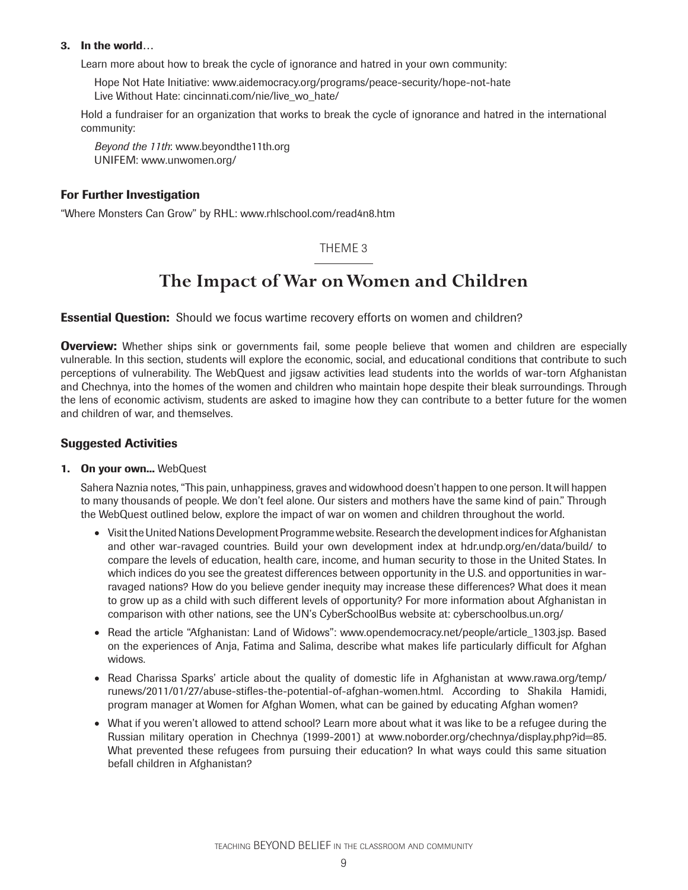**3. In the world…**

Learn more about how to break the cycle of ignorance and hatred in your own community:

Hope Not Hate Initiative: www.aidemocracy.org/programs/peace-security/hope-not-hate
Live Without Hate: cincinnati.com/nie/live_wo_hate/

Hold a fundraiser for an organization that works to break the cycle of ignorance and hatred in the international community:

*Beyond the 11th*: www.beyondthe11th.org
UNIFEM: www.unwomen.org/

### For Further Investigation

"Where Monsters Can Grow" by RHL: www.rhlschool.com/read4n8.htm

THEME 3

## The Impact of War on Women and Children

**Essential Question:** Should we focus wartime recovery efforts on women and children?

**Overview:** Whether ships sink or governments fail, some people believe that women and children are especially vulnerable. In this section, students will explore the economic, social, and educational conditions that contribute to such perceptions of vulnerability. The WebQuest and jigsaw activities lead students into the worlds of war-torn Afghanistan and Chechnya, into the homes of the women and children who maintain hope despite their bleak surroundings. Through the lens of economic activism, students are asked to imagine how they can contribute to a better future for the women and children of war, and themselves.

### Suggested Activities

**1. On your own...** WebQuest

Sahera Naznia notes, "This pain, unhappiness, graves and widowhood doesn't happen to one person. It will happen to many thousands of people. We don't feel alone. Our sisters and mothers have the same kind of pain." Through the WebQuest outlined below, explore the impact of war on women and children throughout the world.

- Visit the United Nations Development Programme website. Research the development indices for Afghanistan and other war-ravaged countries. Build your own development index at hdr.undp.org/en/data/build/ to compare the levels of education, health care, income, and human security to those in the United States. In which indices do you see the greatest differences between opportunity in the U.S. and opportunities in war-ravaged nations? How do you believe gender inequity may increase these differences? What does it mean to grow up as a child with such different levels of opportunity? For more information about Afghanistan in comparison with other nations, see the UN's CyberSchoolBus website at: cyberschoolbus.un.org/
- Read the article "Afghanistan: Land of Widows": www.opendemocracy.net/people/article_1303.jsp. Based on the experiences of Anja, Fatima and Salima, describe what makes life particularly difficult for Afghan widows.
- Read Charissa Sparks' article about the quality of domestic life in Afghanistan at www.rawa.org/temp/runews/2011/01/27/abuse-stifles-the-potential-of-afghan-women.html. According to Shakila Hamidi, program manager at Women for Afghan Women, what can be gained by educating Afghan women?
- What if you weren't allowed to attend school? Learn more about what it was like to be a refugee during the Russian military operation in Chechnya (1999-2001) at www.noborder.org/chechnya/display.php?id=85. What prevented these refugees from pursuing their education? In what ways could this same situation befall children in Afghanistan?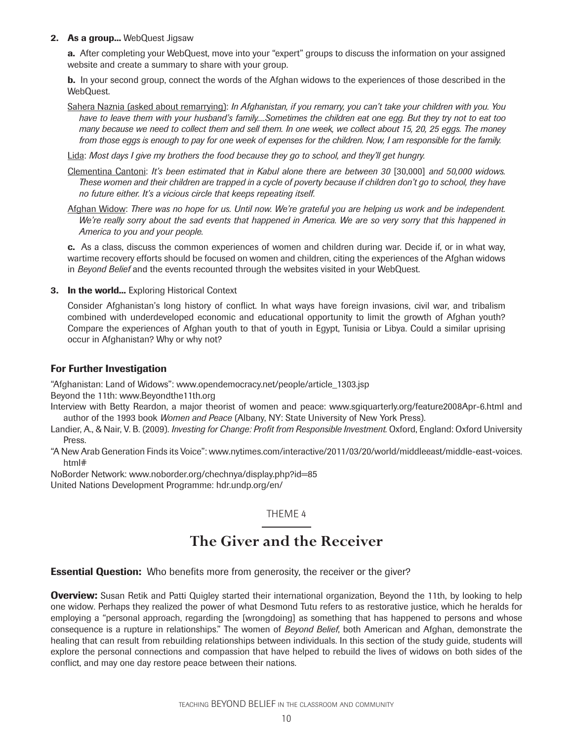**2. As a group...** WebQuest Jigsaw

**a.** After completing your WebQuest, move into your "expert" groups to discuss the information on your assigned website and create a summary to share with your group.

**b.** In your second group, connect the words of the Afghan widows to the experiences of those described in the WebQuest.

Sahera Naznia (asked about remarrying): *In Afghanistan, if you remarry, you can't take your children with you. You have to leave them with your husband's family....Sometimes the children eat one egg. But they try not to eat too many because we need to collect them and sell them. In one week, we collect about 15, 20, 25 eggs. The money from those eggs is enough to pay for one week of expenses for the children. Now, I am responsible for the family.*

Lida: *Most days I give my brothers the food because they go to school, and they'll get hungry.*

Clementina Cantoni: *It's been estimated that in Kabul alone there are between 30* [30,000] *and 50,000 widows. These women and their children are trapped in a cycle of poverty because if children don't go to school, they have no future either. It's a vicious circle that keeps repeating itself.*

Afghan Widow: *There was no hope for us. Until now. We're grateful you are helping us work and be independent. We're really sorry about the sad events that happened in America. We are so very sorry that this happened in America to you and your people.*

**c.** As a class, discuss the common experiences of women and children during war. Decide if, or in what way, wartime recovery efforts should be focused on women and children, citing the experiences of the Afghan widows in *Beyond Belief* and the events recounted through the websites visited in your WebQuest.

**3. In the world...** Exploring Historical Context

Consider Afghanistan's long history of conflict. In what ways have foreign invasions, civil war, and tribalism combined with underdeveloped economic and educational opportunity to limit the growth of Afghan youth? Compare the experiences of Afghan youth to that of youth in Egypt, Tunisia or Libya. Could a similar uprising occur in Afghanistan? Why or why not?

### For Further Investigation

"Afghanistan: Land of Widows": www.opendemocracy.net/people/article_1303.jsp

Beyond the 11th: www.Beyondthe11th.org

Interview with Betty Reardon, a major theorist of women and peace: www.sgiquarterly.org/feature2008Apr-6.html and author of the 1993 book *Women and Peace* (Albany, NY: State University of New York Press).

Landier, A., & Nair, V. B. (2009). *Investing for Change: Profit from Responsible Investment*. Oxford, England: Oxford University Press.

"A New Arab Generation Finds its Voice": www.nytimes.com/interactive/2011/03/20/world/middleeast/middle-east-voices.html#

NoBorder Network: www.noborder.org/chechnya/display.php?id=85

United Nations Development Programme: hdr.undp.org/en/

THEME 4

## The Giver and the Receiver

**Essential Question:** Who benefits more from generosity, the receiver or the giver?

**Overview:** Susan Retik and Patti Quigley started their international organization, Beyond the 11th, by looking to help one widow. Perhaps they realized the power of what Desmond Tutu refers to as restorative justice, which he heralds for employing a "personal approach, regarding the [wrongdoing] as something that has happened to persons and whose consequence is a rupture in relationships." The women of *Beyond Belief*, both American and Afghan, demonstrate the healing that can result from rebuilding relationships between individuals. In this section of the study guide, students will explore the personal connections and compassion that have helped to rebuild the lives of widows on both sides of the conflict, and may one day restore peace between their nations.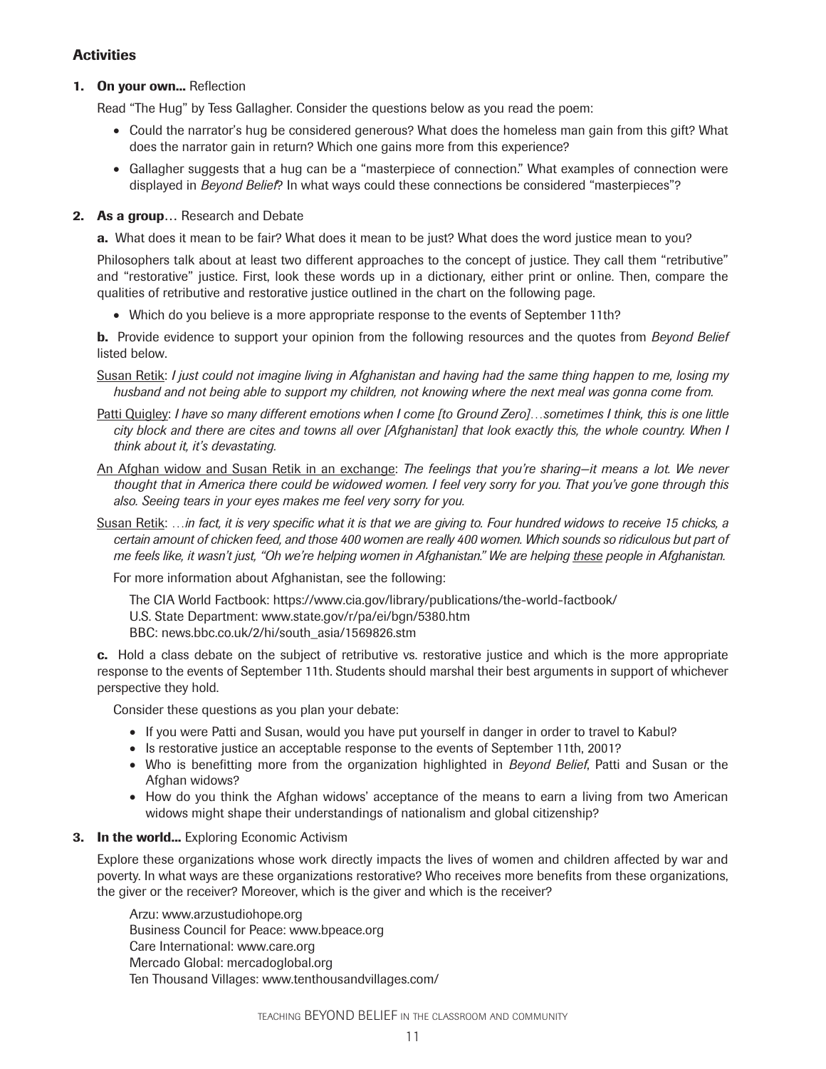## Activities

1. **On your own...** Reflection

   Read "The Hug" by Tess Gallagher. Consider the questions below as you read the poem:

   - Could the narrator's hug be considered generous? What does the homeless man gain from this gift? What does the narrator gain in return? Which one gains more from this experience?
   - Gallagher suggests that a hug can be a "masterpiece of connection." What examples of connection were displayed in *Beyond Belief*? In what ways could these connections be considered "masterpieces"?

2. **As a group**… Research and Debate

   **a.** What does it mean to be fair? What does it mean to be just? What does the word justice mean to you?

   Philosophers talk about at least two different approaches to the concept of justice. They call them "retributive" and "restorative" justice. First, look these words up in a dictionary, either print or online. Then, compare the qualities of retributive and restorative justice outlined in the chart on the following page.

   - Which do you believe is a more appropriate response to the events of September 11th?

   **b.** Provide evidence to support your opinion from the following resources and the quotes from *Beyond Belief* listed below.

   Susan Retik: *I just could not imagine living in Afghanistan and having had the same thing happen to me, losing my husband and not being able to support my children, not knowing where the next meal was gonna come from.*

   Patti Quigley: *I have so many different emotions when I come [to Ground Zero]…sometimes I think, this is one little city block and there are cites and towns all over [Afghanistan] that look exactly this, the whole country. When I think about it, it's devastating.*

   An Afghan widow and Susan Retik in an exchange: *The feelings that you're sharing—it means a lot. We never thought that in America there could be widowed women. I feel very sorry for you. That you've gone through this also. Seeing tears in your eyes makes me feel very sorry for you.*

   Susan Retik: *…in fact, it is very specific what it is that we are giving to. Four hundred widows to receive 15 chicks, a certain amount of chicken feed, and those 400 women are really 400 women. Which sounds so ridiculous but part of me feels like, it wasn't just, "Oh we're helping women in Afghanistan." We are helping these people in Afghanistan.*

   For more information about Afghanistan, see the following:

   The CIA World Factbook: https://www.cia.gov/library/publications/the-world-factbook/
   U.S. State Department: www.state.gov/r/pa/ei/bgn/5380.htm
   BBC: news.bbc.co.uk/2/hi/south_asia/1569826.stm

   **c.** Hold a class debate on the subject of retributive vs. restorative justice and which is the more appropriate response to the events of September 11th. Students should marshal their best arguments in support of whichever perspective they hold.

   Consider these questions as you plan your debate:

   - If you were Patti and Susan, would you have put yourself in danger in order to travel to Kabul?
   - Is restorative justice an acceptable response to the events of September 11th, 2001?
   - Who is benefitting more from the organization highlighted in *Beyond Belief*, Patti and Susan or the Afghan widows?
   - How do you think the Afghan widows' acceptance of the means to earn a living from two American widows might shape their understandings of nationalism and global citizenship?

3. **In the world...** Exploring Economic Activism

   Explore these organizations whose work directly impacts the lives of women and children affected by war and poverty. In what ways are these organizations restorative? Who receives more benefits from these organizations, the giver or the receiver? Moreover, which is the giver and which is the receiver?

   Arzu: www.arzustudiohope.org
   Business Council for Peace: www.bpeace.org
   Care International: www.care.org
   Mercado Global: mercadoglobal.org
   Ten Thousand Villages: www.tenthousandvillages.com/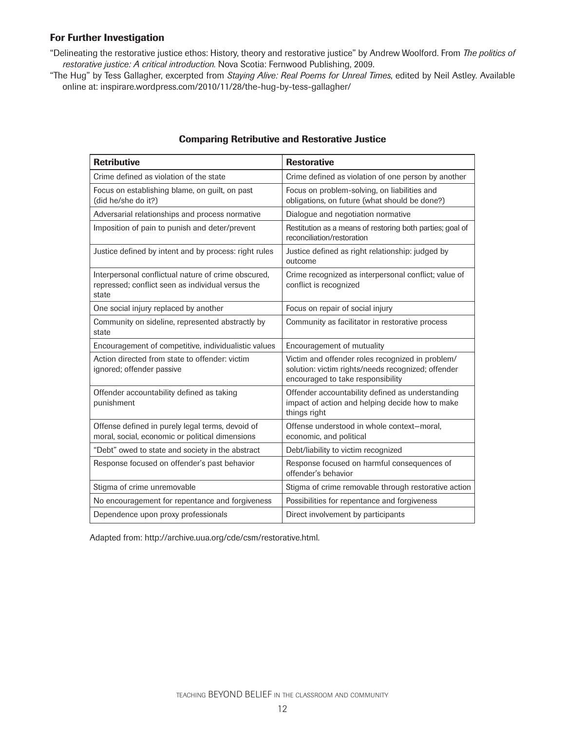### For Further Investigation

"Delineating the restorative justice ethos: History, theory and restorative justice" by Andrew Woolford. From *The politics of restorative justice: A critical introduction.* Nova Scotia: Fernwood Publishing, 2009.

"The Hug" by Tess Gallagher, excerpted from *Staying Alive: Real Poems for Unreal Times*, edited by Neil Astley. Available online at: inspirare.wordpress.com/2010/11/28/the-hug-by-tess-gallagher/

### Comparing Retributive and Restorative Justice

| **Retributive** | **Restorative** |
|---|---|
| Crime defined as violation of the state | Crime defined as violation of one person by another |
| Focus on establishing blame, on guilt, on past (did he/she do it?) | Focus on problem-solving, on liabilities and obligations, on future (what should be done?) |
| Adversarial relationships and process normative | Dialogue and negotiation normative |
| Imposition of pain to punish and deter/prevent | Restitution as a means of restoring both parties; goal of reconciliation/restoration |
| Justice defined by intent and by process: right rules | Justice defined as right relationship: judged by outcome |
| Interpersonal conflictual nature of crime obscured, repressed; conflict seen as individual versus the state | Crime recognized as interpersonal conflict; value of conflict is recognized |
| One social injury replaced by another | Focus on repair of social injury |
| Community on sideline, represented abstractly by state | Community as facilitator in restorative process |
| Encouragement of competitive, individualistic values | Encouragement of mutuality |
| Action directed from state to offender: victim ignored; offender passive | Victim and offender roles recognized in problem/solution: victim rights/needs recognized; offender encouraged to take responsibility |
| Offender accountability defined as taking punishment | Offender accountability defined as understanding impact of action and helping decide how to make things right |
| Offense defined in purely legal terms, devoid of moral, social, economic or political dimensions | Offense understood in whole context—moral, economic, and political |
| "Debt" owed to state and society in the abstract | Debt/liability to victim recognized |
| Response focused on offender's past behavior | Response focused on harmful consequences of offender's behavior |
| Stigma of crime unremovable | Stigma of crime removable through restorative action |
| No encouragement for repentance and forgiveness | Possibilities for repentance and forgiveness |
| Dependence upon proxy professionals | Direct involvement by participants |

Adapted from: http://archive.uua.org/cde/csm/restorative.html.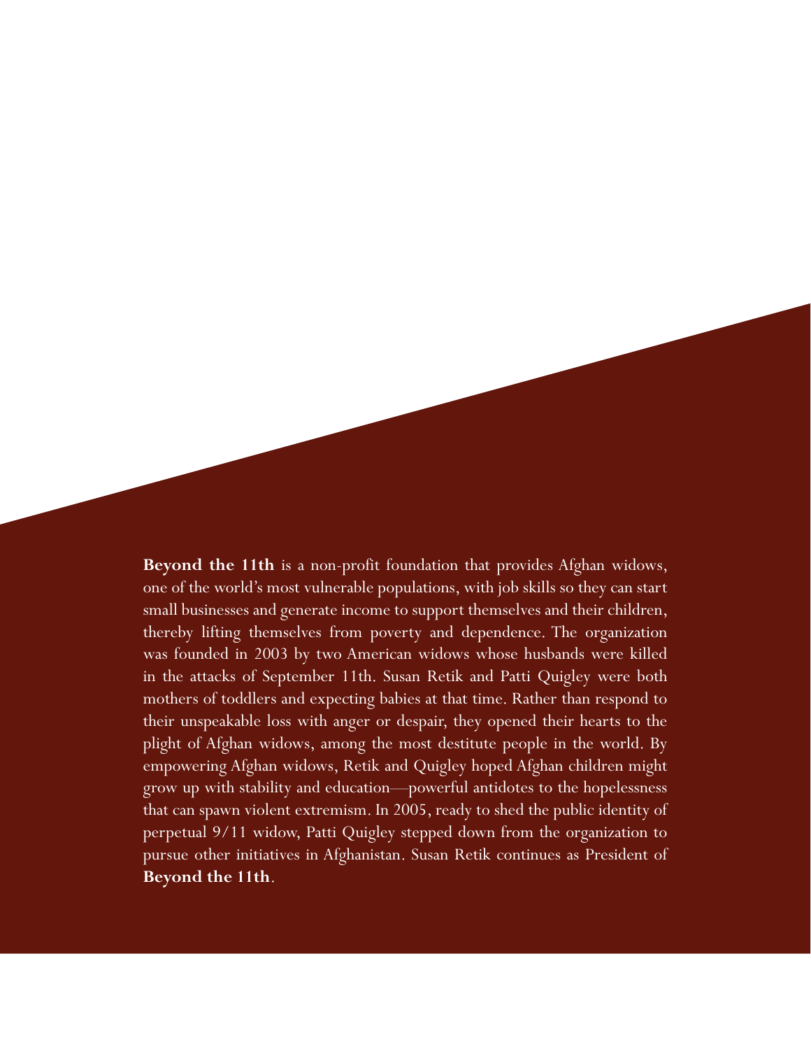**Beyond the 11th** is a non-profit foundation that provides Afghan widows, one of the world's most vulnerable populations, with job skills so they can start small businesses and generate income to support themselves and their children, thereby lifting themselves from poverty and dependence. The organization was founded in 2003 by two American widows whose husbands were killed in the attacks of September 11th. Susan Retik and Patti Quigley were both mothers of toddlers and expecting babies at that time. Rather than respond to their unspeakable loss with anger or despair, they opened their hearts to the plight of Afghan widows, among the most destitute people in the world. By empowering Afghan widows, Retik and Quigley hoped Afghan children might grow up with stability and education—powerful antidotes to the hopelessness that can spawn violent extremism. In 2005, ready to shed the public identity of perpetual 9/11 widow, Patti Quigley stepped down from the organization to pursue other initiatives in Afghanistan. Susan Retik continues as President of **Beyond the 11th**.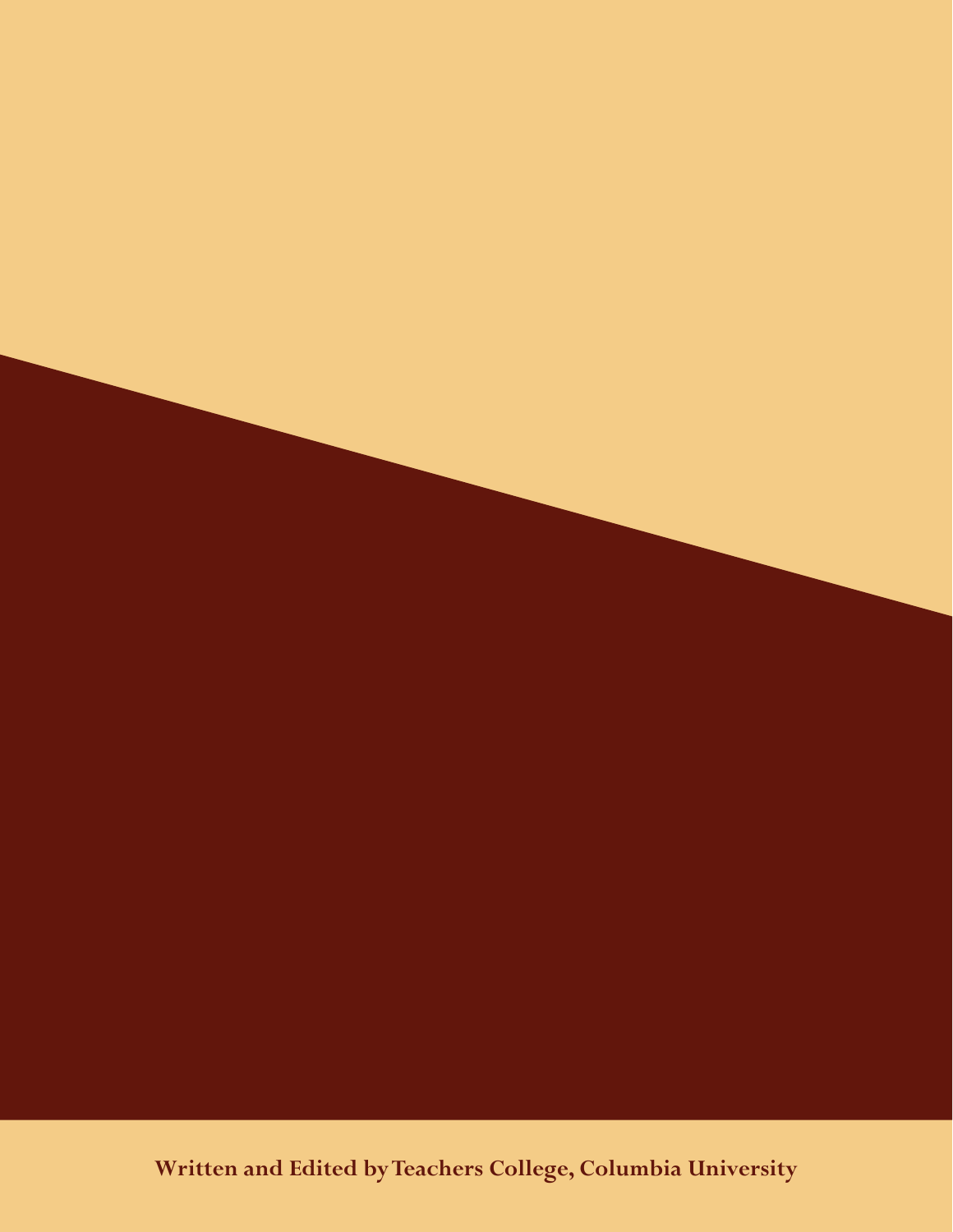**Written and Edited by Teachers College, Columbia University**